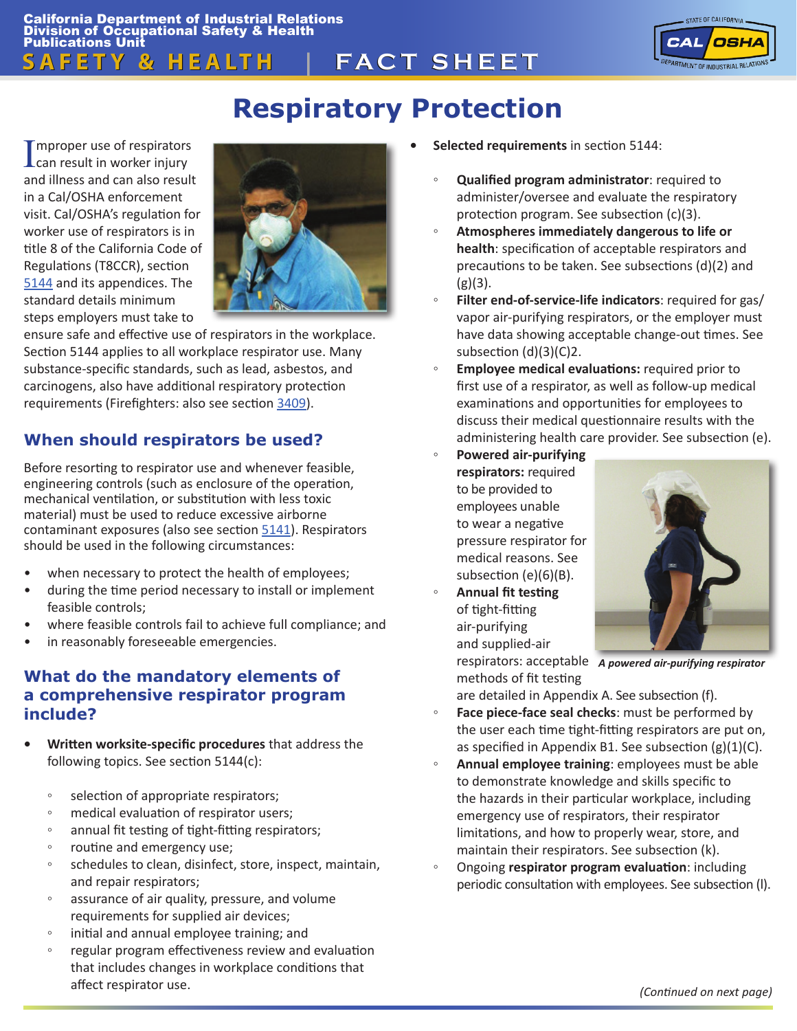California Department of Industrial Relations
Division of Occupational Safety & Health
Publications Unit

**SAFETY & HEALTH | FACT SHEET**

# Respiratory Protection

Improper use of respirators can result in worker injury and illness and can also result in a Cal/OSHA enforcement visit. Cal/OSHA's regulation for worker use of respirators is in title 8 of the California Code of Regulations (T8CCR), section 5144 and its appendices. The standard details minimum steps employers must take to ensure safe and effective use of respirators in the workplace. Section 5144 applies to all workplace respirator use. Many substance-specific standards, such as lead, asbestos, and carcinogens, also have additional respiratory protection requirements (Firefighters: also see section 3409).

## When should respirators be used?

Before resorting to respirator use and whenever feasible, engineering controls (such as enclosure of the operation, mechanical ventilation, or substitution with less toxic material) must be used to reduce excessive airborne contaminant exposures (also see section 5141). Respirators should be used in the following circumstances:

- when necessary to protect the health of employees;
- during the time period necessary to install or implement feasible controls;
- where feasible controls fail to achieve full compliance; and
- in reasonably foreseeable emergencies.

## What do the mandatory elements of a comprehensive respirator program include?

- **Written worksite-specific procedures** that address the following topics. See section 5144(c):
  - selection of appropriate respirators;
  - medical evaluation of respirator users;
  - annual fit testing of tight-fitting respirators;
  - routine and emergency use;
  - schedules to clean, disinfect, store, inspect, maintain, and repair respirators;
  - assurance of air quality, pressure, and volume requirements for supplied air devices;
  - initial and annual employee training; and
  - regular program effectiveness review and evaluation that includes changes in workplace conditions that affect respirator use.
- **Selected requirements** in section 5144:
  - **Qualified program administrator**: required to administer/oversee and evaluate the respiratory protection program. See subsection (c)(3).
  - **Atmospheres immediately dangerous to life or health**: specification of acceptable respirators and precautions to be taken. See subsections (d)(2) and (g)(3).
  - **Filter end-of-service-life indicators**: required for gas/vapor air-purifying respirators, or the employer must have data showing acceptable change-out times. See subsection (d)(3)(C)2.
  - **Employee medical evaluations:** required prior to first use of a respirator, as well as follow-up medical examinations and opportunities for employees to discuss their medical questionnaire results with the administering health care provider. See subsection (e).
  - **Powered air-purifying respirators:** required to be provided to employees unable to wear a negative pressure respirator for medical reasons. See subsection (e)(6)(B).
  - **Annual fit testing** of tight-fitting air-purifying and supplied-air respirators: acceptable methods of fit testing are detailed in Appendix A. See subsection (f).
  - **Face piece-face seal checks**: must be performed by the user each time tight-fitting respirators are put on, as specified in Appendix B1. See subsection (g)(1)(C).
  - **Annual employee training**: employees must be able to demonstrate knowledge and skills specific to the hazards in their particular workplace, including emergency use of respirators, their respirator limitations, and how to properly wear, store, and maintain their respirators. See subsection (k).
  - Ongoing **respirator program evaluation**: including periodic consultation with employees. See subsection (l).

*A powered air-purifying respirator*

*(Continued on next page)*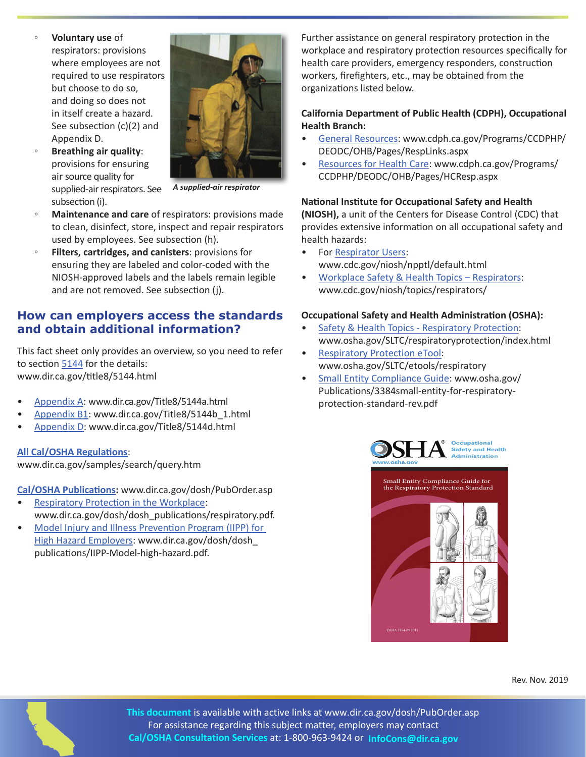- **Voluntary use** of respirators: provisions where employees are not required to use respirators but choose to do so, and doing so does not in itself create a hazard. See subsection (c)(2) and Appendix D.
- **Breathing air quality**: provisions for ensuring air source quality for supplied-air respirators. See subsection (i).
- **Maintenance and care** of respirators: provisions made to clean, disinfect, store, inspect and repair respirators used by employees. See subsection (h).
- **Filters, cartridges, and canisters**: provisions for ensuring they are labeled and color-coded with the NIOSH-approved labels and the labels remain legible and are not removed. See subsection (j).

*A supplied-air respirator*

## How can employers access the standards and obtain additional information?

This fact sheet only provides an overview, so you need to refer to section 5144 for the details: www.dir.ca.gov/title8/5144.html

- Appendix A: www.dir.ca.gov/Title8/5144a.html
- Appendix B1: www.dir.ca.gov/Title8/5144b_1.html
- Appendix D: www.dir.ca.gov/Title8/5144d.html

**All Cal/OSHA Regulations**: www.dir.ca.gov/samples/search/query.htm

**Cal/OSHA Publications:** www.dir.ca.gov/dosh/PubOrder.asp

- Respiratory Protection in the Workplace: www.dir.ca.gov/dosh/dosh_publications/respiratory.pdf.
- Model Injury and Illness Prevention Program (IIPP) for High Hazard Employers: www.dir.ca.gov/dosh/dosh_publications/IIPP-Model-high-hazard.pdf.

Further assistance on general respiratory protection in the workplace and respiratory protection resources specifically for health care providers, emergency responders, construction workers, firefighters, etc., may be obtained from the organizations listed below.

**California Department of Public Health (CDPH), Occupational Health Branch:**

- General Resources: www.cdph.ca.gov/Programs/CCDPHP/DEODC/OHB/Pages/RespLinks.aspx
- Resources for Health Care: www.cdph.ca.gov/Programs/CCDPHP/DEODC/OHB/Pages/HCResp.aspx

**National Institute for Occupational Safety and Health (NIOSH),** a unit of the Centers for Disease Control (CDC) that provides extensive information on all occupational safety and health hazards:

- For Respirator Users: www.cdc.gov/niosh/npptl/default.html
- Workplace Safety & Health Topics – Respirators: www.cdc.gov/niosh/topics/respirators/

**Occupational Safety and Health Administration (OSHA):**

- Safety & Health Topics - Respiratory Protection: www.osha.gov/SLTC/respiratoryprotection/index.html
- Respiratory Protection eTool: www.osha.gov/SLTC/etools/respiratory
- Small Entity Compliance Guide: www.osha.gov/Publications/3384small-entity-for-respiratory-protection-standard-rev.pdf

Rev. Nov. 2019

**This document** is available with active links at www.dir.ca.gov/dosh/PubOrder.asp
For assistance regarding this subject matter, employers may contact
**Cal/OSHA Consultation Services** at: 1-800-963-9424 or **InfoCons@dir.ca.gov**